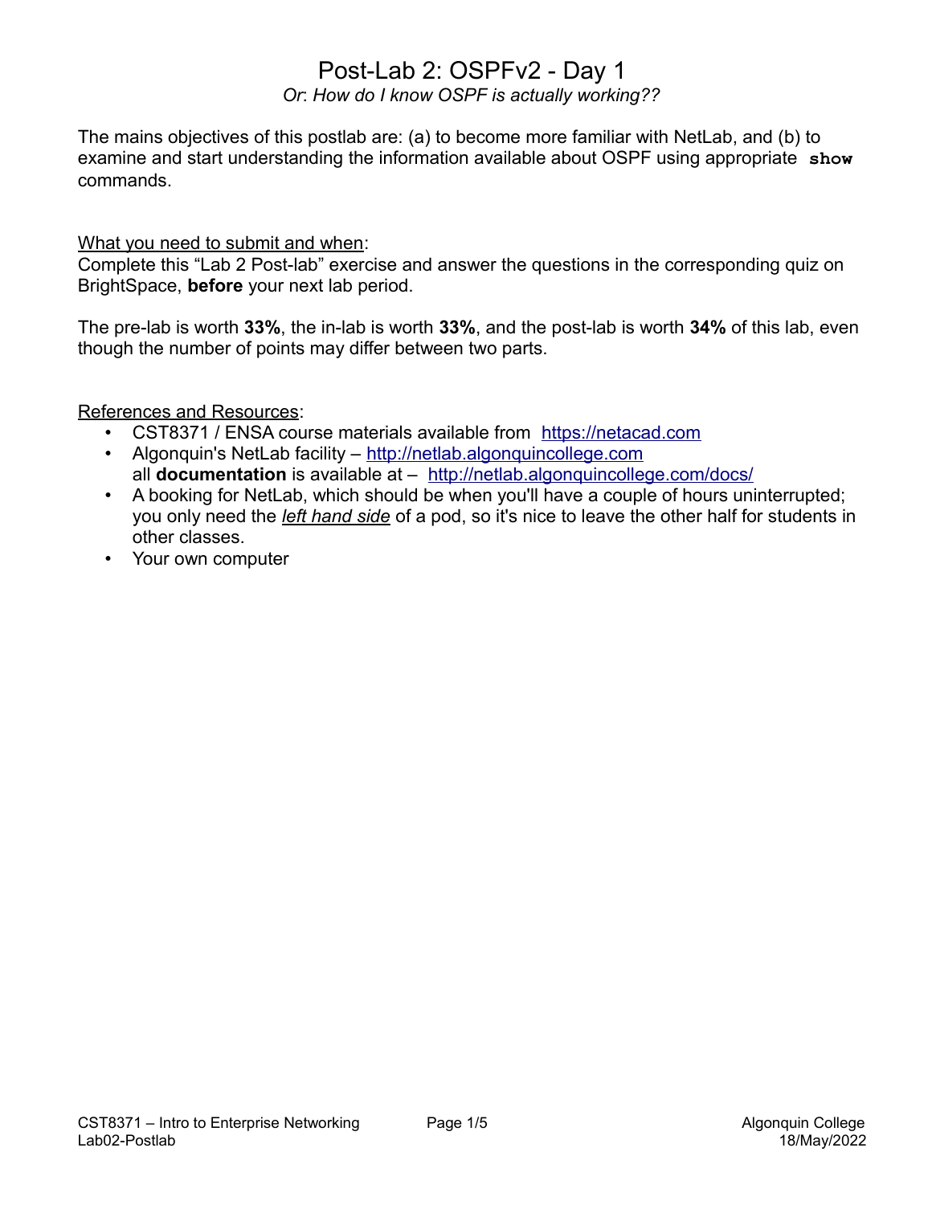# Post-Lab 2: OSPFv2 - Day 1

*Or: How do I know OSPF is actually working??*

The mains objectives of this postlab are: (a) to become more familiar with NetLab, and (b) to examine and start understanding the information available about OSPF using appropriate **`show`** commands.

<u>What you need to submit and when</u>:
Complete this "Lab 2 Post-lab" exercise and answer the questions in the corresponding quiz on BrightSpace, **before** your next lab period.

The pre-lab is worth **33%**, the in-lab is worth **33%**, and the post-lab is worth **34%** of this lab, even though the number of points may differ between two parts.

<u>References and Resources</u>:

- CST8371 / ENSA course materials available from https://netacad.com
- Algonquin's NetLab facility – http://netlab.algonquincollege.com
  all **documentation** is available at – http://netlab.algonquincollege.com/docs/
- A booking for NetLab, which should be when you'll have a couple of hours uninterrupted; you only need the ***<u>left hand side</u>*** of a pod, so it's nice to leave the other half for students in other classes.
- Your own computer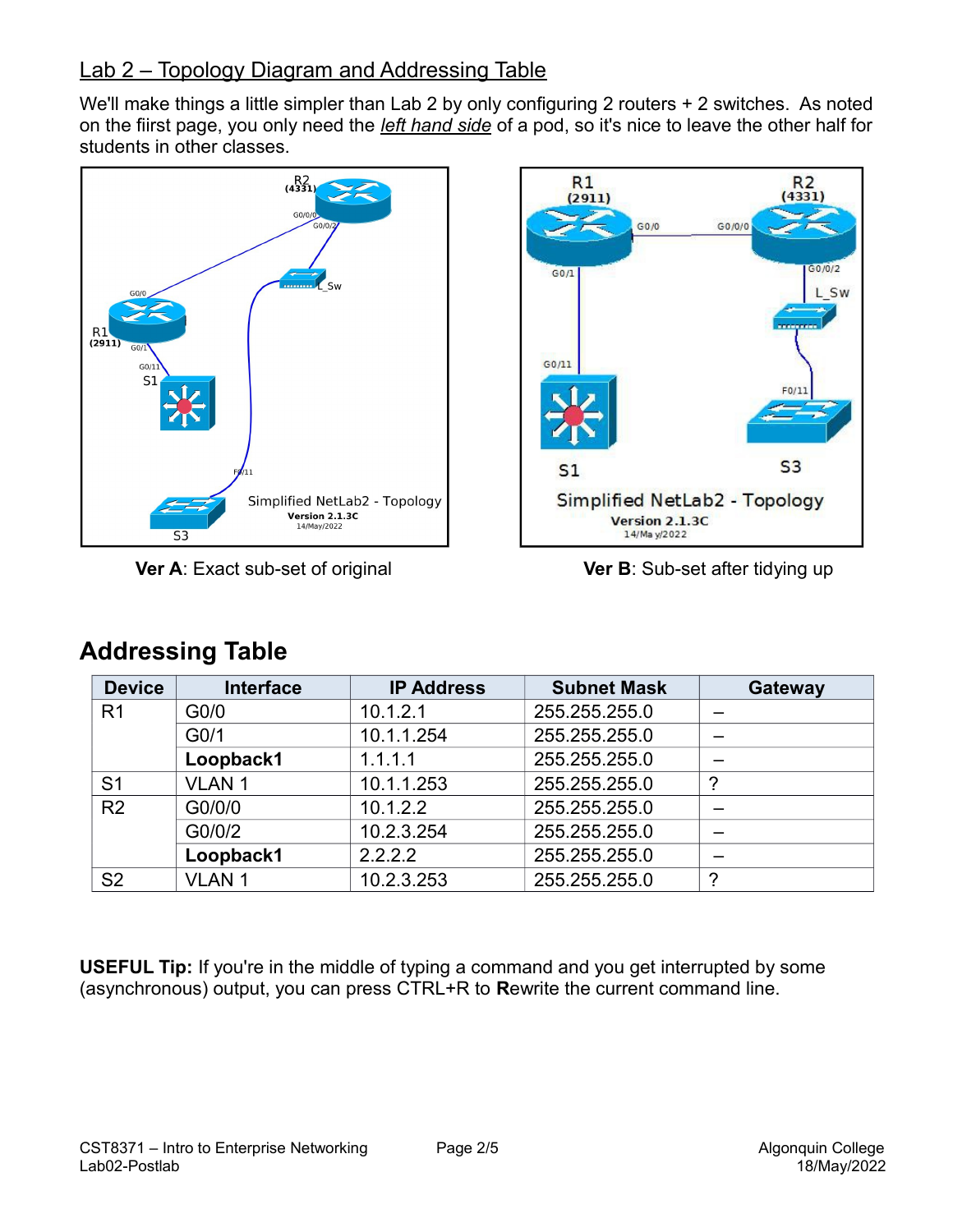## Lab 2 – Topology Diagram and Addressing Table

We'll make things a little simpler than Lab 2 by only configuring 2 routers + 2 switches. As noted on the fiirst page, you only need the *left hand side* of a pod, so it's nice to leave the other half for students in other classes.

**Ver A**: Exact sub-set of original

**Ver B**: Sub-set after tidying up

# Addressing Table

| Device | Interface | IP Address | Subnet Mask | Gateway |
|---|---|---|---|---|
| R1 | G0/0 | 10.1.2.1 | 255.255.255.0 | – |
| | G0/1 | 10.1.1.254 | 255.255.255.0 | – |
| | **Loopback1** | 1.1.1.1 | 255.255.255.0 | – |
| S1 | VLAN 1 | 10.1.1.253 | 255.255.255.0 | ? |
| R2 | G0/0/0 | 10.1.2.2 | 255.255.255.0 | – |
| | G0/0/2 | 10.2.3.254 | 255.255.255.0 | – |
| | **Loopback1** | 2.2.2.2 | 255.255.255.0 | – |
| S2 | VLAN 1 | 10.2.3.253 | 255.255.255.0 | ? |

**USEFUL Tip:** If you're in the middle of typing a command and you get interrupted by some (asynchronous) output, you can press CTRL+R to **R**ewrite the current command line.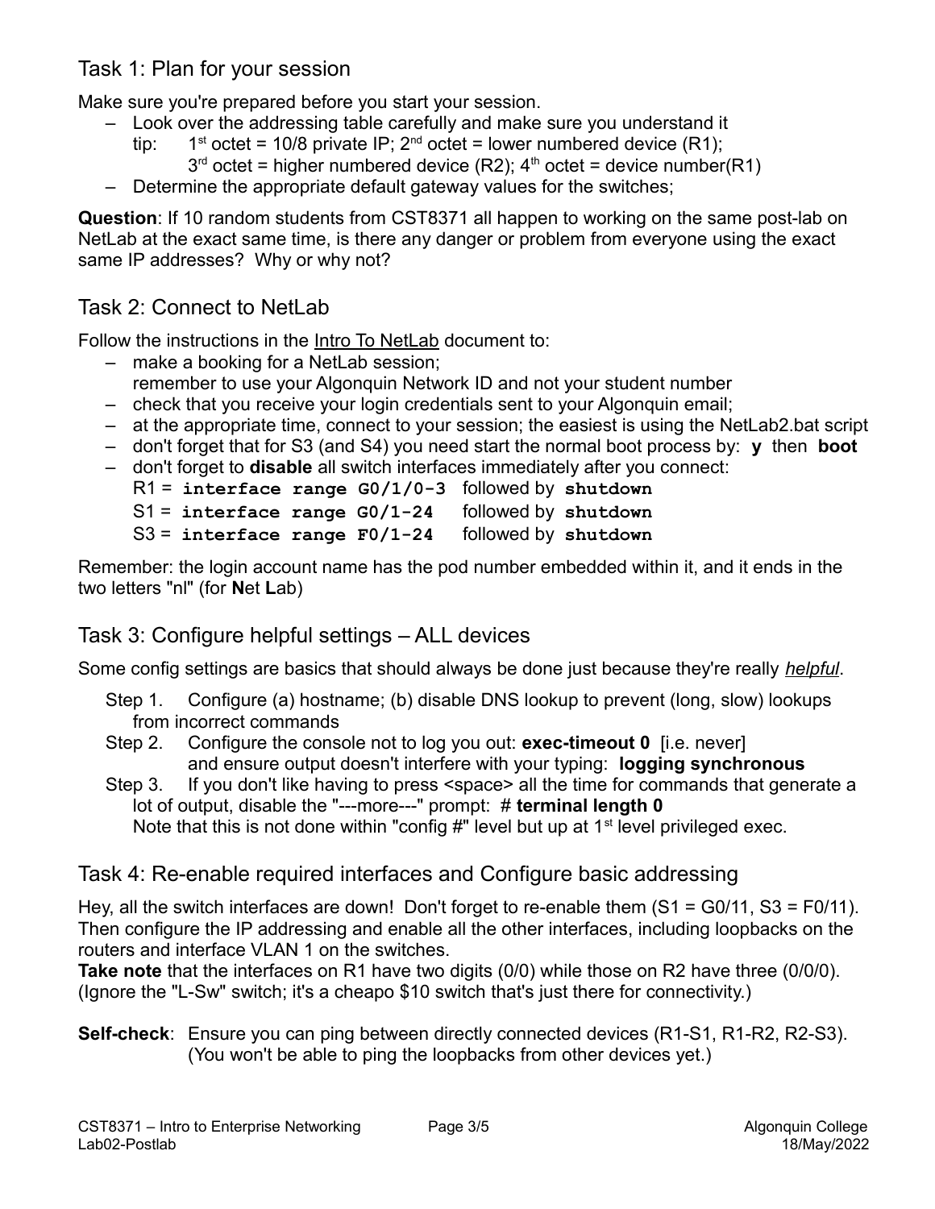## Task 1: Plan for your session

Make sure you're prepared before you start your session.

- Look over the addressing table carefully and make sure you understand it
  tip: 1st octet = 10/8 private IP; 2nd octet = lower numbered device (R1);
  3rd octet = higher numbered device (R2); 4th octet = device number(R1)
- Determine the appropriate default gateway values for the switches;

**Question**: If 10 random students from CST8371 all happen to working on the same post-lab on NetLab at the exact same time, is there any danger or problem from everyone using the exact same IP addresses? Why or why not?

## Task 2: Connect to NetLab

Follow the instructions in the Intro To NetLab document to:

- make a booking for a NetLab session;
  remember to use your Algonquin Network ID and not your student number
- check that you receive your login credentials sent to your Algonquin email;
- at the appropriate time, connect to your session; the easiest is using the NetLab2.bat script
- don't forget that for S3 (and S4) you need start the normal boot process by: **y** then **boot**
- don't forget to **disable** all switch interfaces immediately after you connect:
  R1 = **`interface range G0/1/0-3`** followed by **`shutdown`**
  S1 = **`interface range G0/1-24`** followed by **`shutdown`**
  S3 = **`interface range F0/1-24`** followed by **`shutdown`**

Remember: the login account name has the pod number embedded within it, and it ends in the two letters "nl" (for **N**et **L**ab)

## Task 3: Configure helpful settings – ALL devices

Some config settings are basics that should always be done just because they're really *helpful*.

Step 1. Configure (a) hostname; (b) disable DNS lookup to prevent (long, slow) lookups from incorrect commands

Step 2. Configure the console not to log you out: **exec-timeout 0** [i.e. never]
and ensure output doesn't interfere with your typing: **logging synchronous**

Step 3. If you don't like having to press <space> all the time for commands that generate a lot of output, disable the "---more---" prompt: # **terminal length 0**
Note that this is not done within "config #" level but up at 1st level privileged exec.

## Task 4: Re-enable required interfaces and Configure basic addressing

Hey, all the switch interfaces are down! Don't forget to re-enable them (S1 = G0/11, S3 = F0/11). Then configure the IP addressing and enable all the other interfaces, including loopbacks on the routers and interface VLAN 1 on the switches.

**Take note** that the interfaces on R1 have two digits (0/0) while those on R2 have three (0/0/0). (Ignore the "L-Sw" switch; it's a cheapo $10 switch that's just there for connectivity.)

**Self-check**: Ensure you can ping between directly connected devices (R1-S1, R1-R2, R2-S3). (You won't be able to ping the loopbacks from other devices yet.)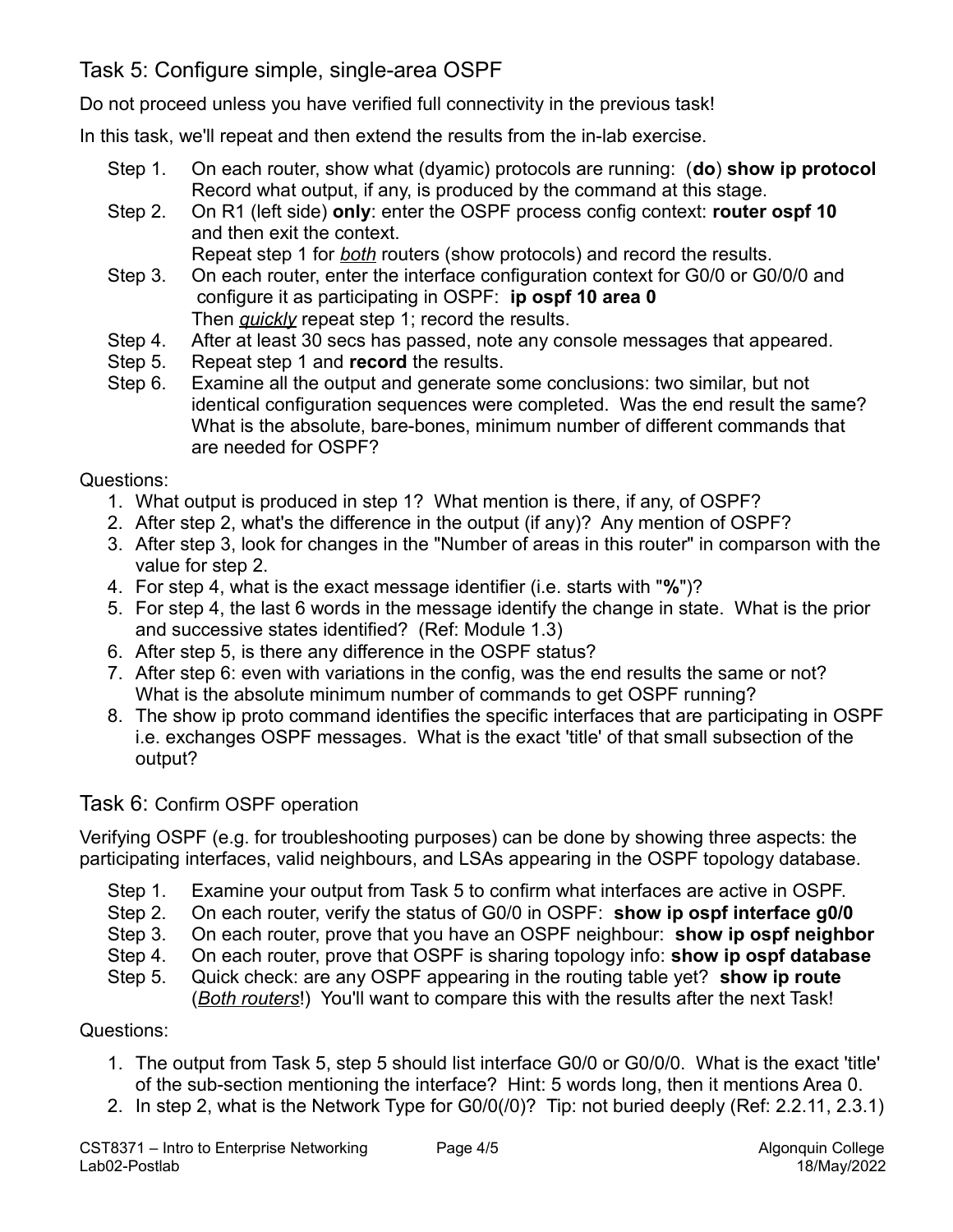## Task 5: Configure simple, single-area OSPF

Do not proceed unless you have verified full connectivity in the previous task!

In this task, we'll repeat and then extend the results from the in-lab exercise.

- Step 1. On each router, show what (dyamic) protocols are running: (**do**) **show ip protocol** Record what output, if any, is produced by the command at this stage.
- Step 2. On R1 (left side) **only**: enter the OSPF process config context: **router ospf 10** and then exit the context.
  Repeat step 1 for ***both*** routers (show protocols) and record the results.
- Step 3. On each router, enter the interface configuration context for G0/0 or G0/0/0 and configure it as participating in OSPF: **ip ospf 10 area 0**
  Then ***quickly*** repeat step 1; record the results.
- Step 4. After at least 30 secs has passed, note any console messages that appeared.
- Step 5. Repeat step 1 and **record** the results.
- Step 6. Examine all the output and generate some conclusions: two similar, but not identical configuration sequences were completed. Was the end result the same? What is the absolute, bare-bones, minimum number of different commands that are needed for OSPF?

Questions:

1. What output is produced in step 1? What mention is there, if any, of OSPF?
2. After step 2, what's the difference in the output (if any)? Any mention of OSPF?
3. After step 3, look for changes in the "Number of areas in this router" in comparson with the value for step 2.
4. For step 4, what is the exact message identifier (i.e. starts with "**%**")?
5. For step 4, the last 6 words in the message identify the change in state. What is the prior and successive states identified? (Ref: Module 1.3)
6. After step 5, is there any difference in the OSPF status?
7. After step 6: even with variations in the config, was the end results the same or not? What is the absolute minimum number of commands to get OSPF running?
8. The show ip proto command identifies the specific interfaces that are participating in OSPF i.e. exchanges OSPF messages. What is the exact 'title' of that small subsection of the output?

## Task 6: Confirm OSPF operation

Verifying OSPF (e.g. for troubleshooting purposes) can be done by showing three aspects: the participating interfaces, valid neighbours, and LSAs appearing in the OSPF topology database.

- Step 1. Examine your output from Task 5 to confirm what interfaces are active in OSPF.
- Step 2. On each router, verify the status of G0/0 in OSPF: **show ip ospf interface g0/0**
- Step 3. On each router, prove that you have an OSPF neighbour: **show ip ospf neighbor**
- Step 4. On each router, prove that OSPF is sharing topology info: **show ip ospf database**
- Step 5. Quick check: are any OSPF appearing in the routing table yet? **show ip route** (***Both routers***!) You'll want to compare this with the results after the next Task!

Questions:

1. The output from Task 5, step 5 should list interface G0/0 or G0/0/0. What is the exact 'title' of the sub-section mentioning the interface? Hint: 5 words long, then it mentions Area 0.
2. In step 2, what is the Network Type for G0/0(/0)? Tip: not buried deeply (Ref: 2.2.11, 2.3.1)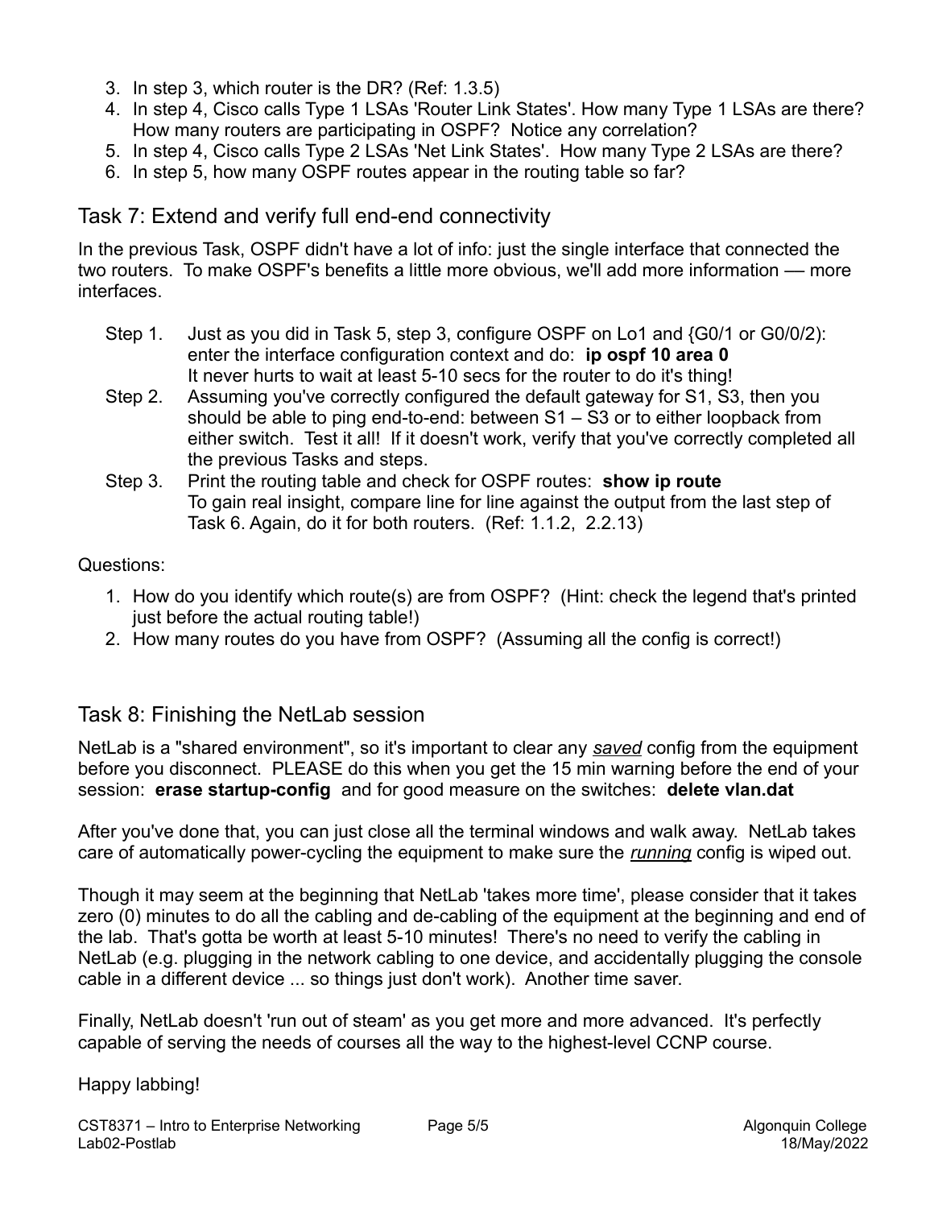3. In step 3, which router is the DR? (Ref: 1.3.5)
4. In step 4, Cisco calls Type 1 LSAs 'Router Link States'. How many Type 1 LSAs are there? How many routers are participating in OSPF? Notice any correlation?
5. In step 4, Cisco calls Type 2 LSAs 'Net Link States'. How many Type 2 LSAs are there?
6. In step 5, how many OSPF routes appear in the routing table so far?

## Task 7: Extend and verify full end-end connectivity

In the previous Task, OSPF didn't have a lot of info: just the single interface that connected the two routers. To make OSPF's benefits a little more obvious, we'll add more information — more interfaces.

Step 1. Just as you did in Task 5, step 3, configure OSPF on Lo1 and {G0/1 or G0/0/2}: enter the interface configuration context and do: **ip ospf 10 area 0**
It never hurts to wait at least 5-10 secs for the router to do it's thing!

Step 2. Assuming you've correctly configured the default gateway for S1, S3, then you should be able to ping end-to-end: between S1 – S3 or to either loopback from either switch. Test it all! If it doesn't work, verify that you've correctly completed all the previous Tasks and steps.

Step 3. Print the routing table and check for OSPF routes: **show ip route**
To gain real insight, compare line for line against the output from the last step of Task 6. Again, do it for both routers. (Ref: 1.1.2, 2.2.13)

Questions:

1. How do you identify which route(s) are from OSPF? (Hint: check the legend that's printed just before the actual routing table!)
2. How many routes do you have from OSPF? (Assuming all the config is correct!)

## Task 8: Finishing the NetLab session

NetLab is a "shared environment", so it's important to clear any *saved* config from the equipment before you disconnect. PLEASE do this when you get the 15 min warning before the end of your session: **erase startup-config** and for good measure on the switches: **delete vlan.dat**

After you've done that, you can just close all the terminal windows and walk away. NetLab takes care of automatically power-cycling the equipment to make sure the *running* config is wiped out.

Though it may seem at the beginning that NetLab 'takes more time', please consider that it takes zero (0) minutes to do all the cabling and de-cabling of the equipment at the beginning and end of the lab. That's gotta be worth at least 5-10 minutes! There's no need to verify the cabling in NetLab (e.g. plugging in the network cabling to one device, and accidentally plugging the console cable in a different device ... so things just don't work). Another time saver.

Finally, NetLab doesn't 'run out of steam' as you get more and more advanced. It's perfectly capable of serving the needs of courses all the way to the highest-level CCNP course.

Happy labbing!